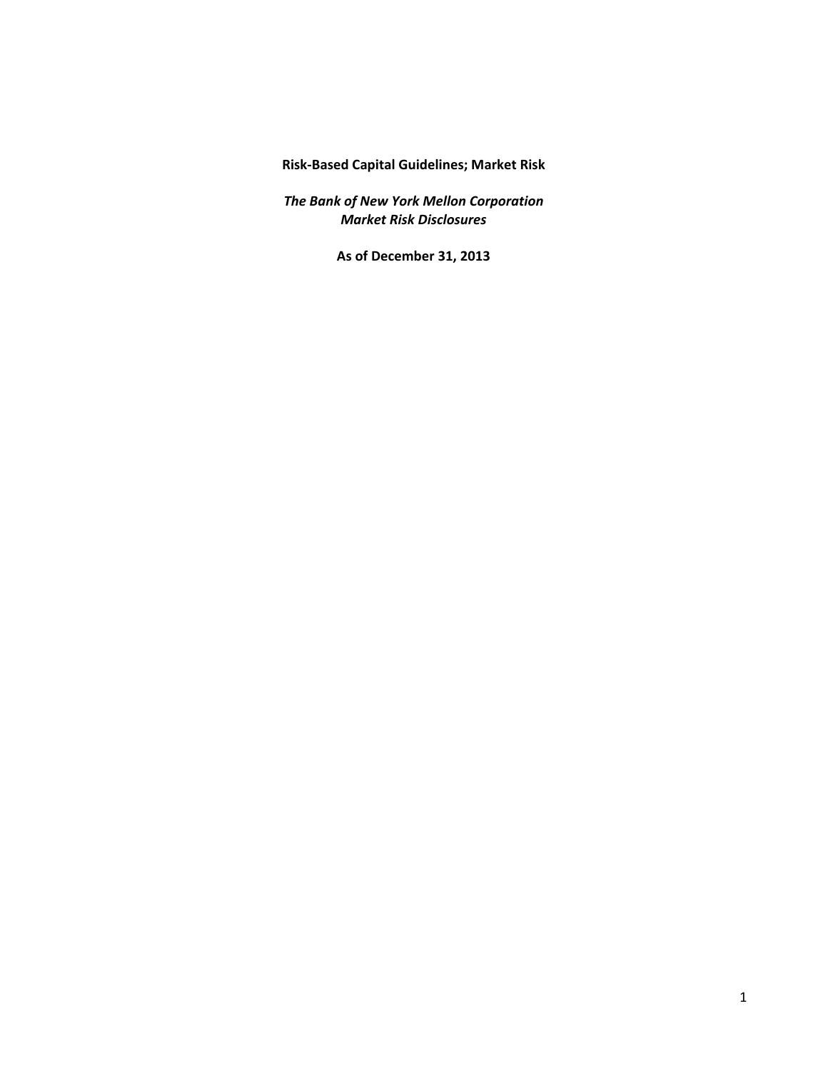**Risk-Based Capital Guidelines; Market Risk**

***The Bank of New York Mellon Corporation***
***Market Risk Disclosures***

**As of December 31, 2013**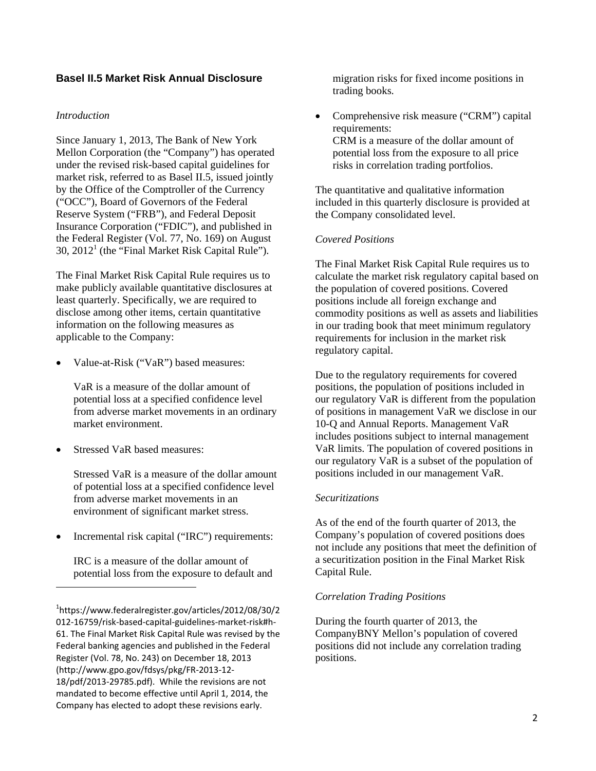## Basel II.5 Market Risk Annual Disclosure

*Introduction*

Since January 1, 2013, The Bank of New York Mellon Corporation (the "Company") has operated under the revised risk-based capital guidelines for market risk, referred to as Basel II.5, issued jointly by the Office of the Comptroller of the Currency ("OCC"), Board of Governors of the Federal Reserve System ("FRB"), and Federal Deposit Insurance Corporation ("FDIC"), and published in the Federal Register (Vol. 77, No. 169) on August 30, 2012[1] (the "Final Market Risk Capital Rule").

The Final Market Risk Capital Rule requires us to make publicly available quantitative disclosures at least quarterly. Specifically, we are required to disclose among other items, certain quantitative information on the following measures as applicable to the Company:

- Value-at-Risk ("VaR") based measures:

  VaR is a measure of the dollar amount of potential loss at a specified confidence level from adverse market movements in an ordinary market environment.

- Stressed VaR based measures:

  Stressed VaR is a measure of the dollar amount of potential loss at a specified confidence level from adverse market movements in an environment of significant market stress.

- Incremental risk capital ("IRC") requirements:

  IRC is a measure of the dollar amount of potential loss from the exposure to default and migration risks for fixed income positions in trading books.

- Comprehensive risk measure ("CRM") capital requirements:
  CRM is a measure of the dollar amount of potential loss from the exposure to all price risks in correlation trading portfolios.

The quantitative and qualitative information included in this quarterly disclosure is provided at the Company consolidated level.

*Covered Positions*

The Final Market Risk Capital Rule requires us to calculate the market risk regulatory capital based on the population of covered positions. Covered positions include all foreign exchange and commodity positions as well as assets and liabilities in our trading book that meet minimum regulatory requirements for inclusion in the market risk regulatory capital.

Due to the regulatory requirements for covered positions, the population of positions included in our regulatory VaR is different from the population of positions in management VaR we disclose in our 10-Q and Annual Reports. Management VaR includes positions subject to internal management VaR limits. The population of covered positions in our regulatory VaR is a subset of the population of positions included in our management VaR.

*Securitizations*

As of the end of the fourth quarter of 2013, the Company's population of covered positions does not include any positions that meet the definition of a securitization position in the Final Market Risk Capital Rule.

*Correlation Trading Positions*

During the fourth quarter of 2013, the CompanyBNY Mellon's population of covered positions did not include any correlation trading positions.

---

[1] https://www.federalregister.gov/articles/2012/08/30/2012-16759/risk-based-capital-guidelines-market-risk#h-61. The Final Market Risk Capital Rule was revised by the Federal banking agencies and published in the Federal Register (Vol. 78, No. 243) on December 18, 2013 (http://www.gpo.gov/fdsys/pkg/FR-2013-12-18/pdf/2013-29785.pdf). While the revisions are not mandated to become effective until April 1, 2014, the Company has elected to adopt these revisions early.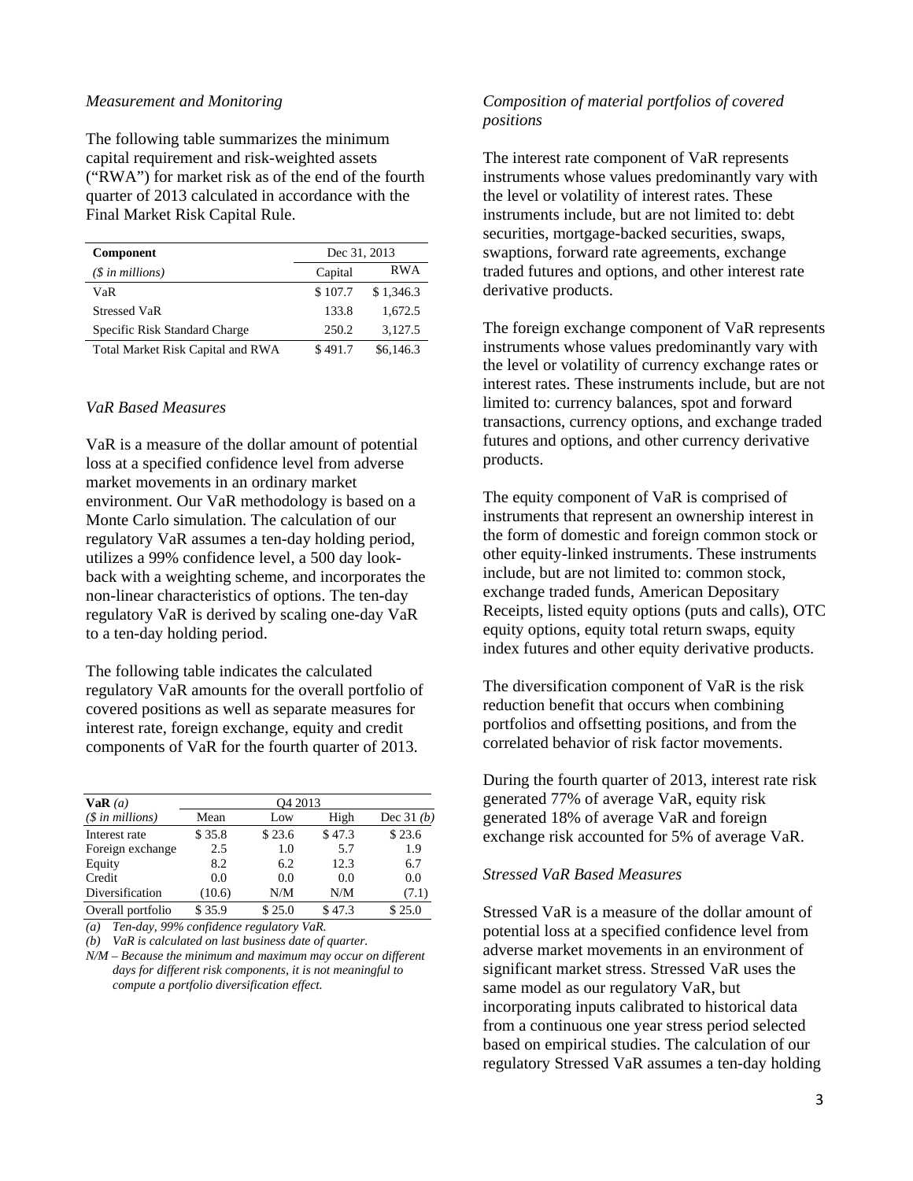*Measurement and Monitoring*

The following table summarizes the minimum capital requirement and risk-weighted assets ("RWA") for market risk as of the end of the fourth quarter of 2013 calculated in accordance with the Final Market Risk Capital Rule.

| **Component** | Dec 31, 2013 | |
|---|---|---|
| *($ in millions)* | Capital | RWA |
| VaR | $ 107.7 | $ 1,346.3 |
| Stressed VaR | 133.8 | 1,672.5 |
| Specific Risk Standard Charge | 250.2 | 3,127.5 |
| Total Market Risk Capital and RWA | $ 491.7 | $6,146.3 |

*VaR Based Measures*

VaR is a measure of the dollar amount of potential loss at a specified confidence level from adverse market movements in an ordinary market environment. Our VaR methodology is based on a Monte Carlo simulation. The calculation of our regulatory VaR assumes a ten-day holding period, utilizes a 99% confidence level, a 500 day look-back with a weighting scheme, and incorporates the non-linear characteristics of options. The ten-day regulatory VaR is derived by scaling one-day VaR to a ten-day holding period.

The following table indicates the calculated regulatory VaR amounts for the overall portfolio of covered positions as well as separate measures for interest rate, foreign exchange, equity and credit components of VaR for the fourth quarter of 2013.

| **VaR** *(a)* | Q4 2013 | | | |
|---|---|---|---|---|
| *($ in millions)* | Mean | Low | High | Dec 31 *(b)* |
| Interest rate | $ 35.8 | $ 23.6 | $ 47.3 | $ 23.6 |
| Foreign exchange | 2.5 | 1.0 | 5.7 | 1.9 |
| Equity | 8.2 | 6.2 | 12.3 | 6.7 |
| Credit | 0.0 | 0.0 | 0.0 | 0.0 |
| Diversification | (10.6) | N/M | N/M | (7.1) |
| Overall portfolio | $ 35.9 | $ 25.0 | $ 47.3 | $ 25.0 |

*(a) Ten-day, 99% confidence regulatory VaR.*

*(b) VaR is calculated on last business date of quarter.*

*N/M – Because the minimum and maximum may occur on different days for different risk components, it is not meaningful to compute a portfolio diversification effect.*

*Composition of material portfolios of covered positions*

The interest rate component of VaR represents instruments whose values predominantly vary with the level or volatility of interest rates. These instruments include, but are not limited to: debt securities, mortgage-backed securities, swaps, swaptions, forward rate agreements, exchange traded futures and options, and other interest rate derivative products.

The foreign exchange component of VaR represents instruments whose values predominantly vary with the level or volatility of currency exchange rates or interest rates. These instruments include, but are not limited to: currency balances, spot and forward transactions, currency options, and exchange traded futures and options, and other currency derivative products.

The equity component of VaR is comprised of instruments that represent an ownership interest in the form of domestic and foreign common stock or other equity-linked instruments. These instruments include, but are not limited to: common stock, exchange traded funds, American Depositary Receipts, listed equity options (puts and calls), OTC equity options, equity total return swaps, equity index futures and other equity derivative products.

The diversification component of VaR is the risk reduction benefit that occurs when combining portfolios and offsetting positions, and from the correlated behavior of risk factor movements.

During the fourth quarter of 2013, interest rate risk generated 77% of average VaR, equity risk generated 18% of average VaR and foreign exchange risk accounted for 5% of average VaR.

*Stressed VaR Based Measures*

Stressed VaR is a measure of the dollar amount of potential loss at a specified confidence level from adverse market movements in an environment of significant market stress. Stressed VaR uses the same model as our regulatory VaR, but incorporating inputs calibrated to historical data from a continuous one year stress period selected based on empirical studies. The calculation of our regulatory Stressed VaR assumes a ten-day holding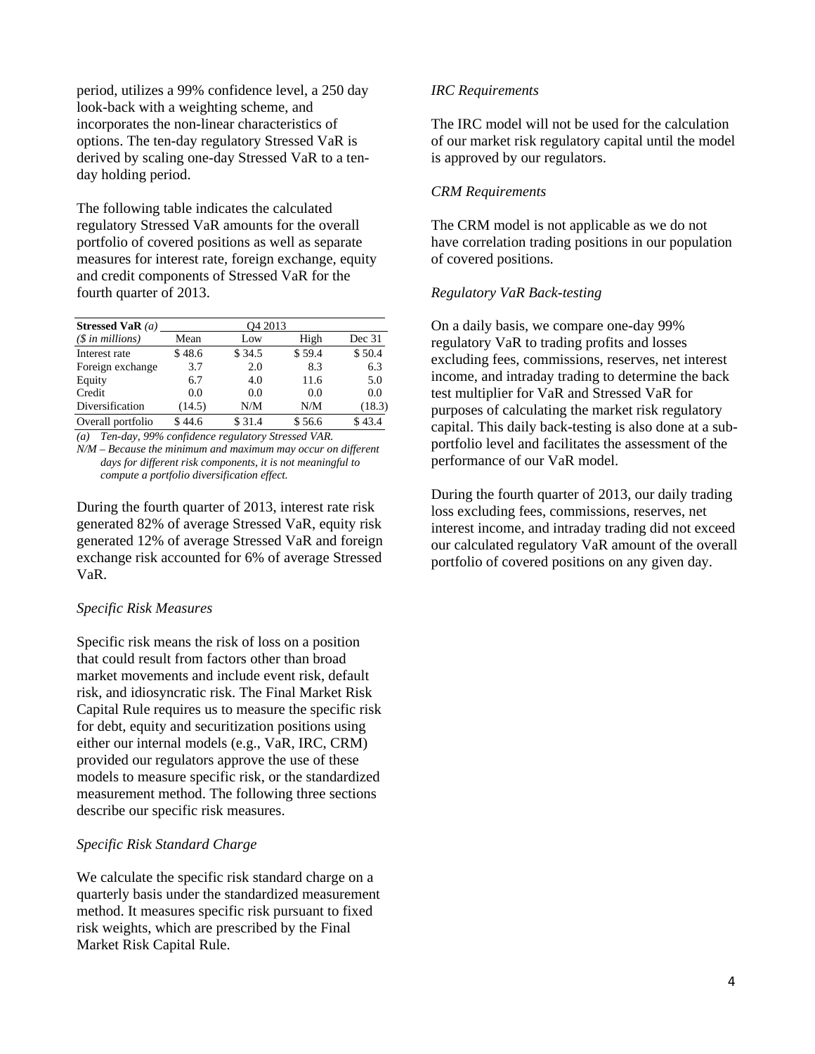period, utilizes a 99% confidence level, a 250 day look-back with a weighting scheme, and incorporates the non-linear characteristics of options. The ten-day regulatory Stressed VaR is derived by scaling one-day Stressed VaR to a ten-day holding period.

The following table indicates the calculated regulatory Stressed VaR amounts for the overall portfolio of covered positions as well as separate measures for interest rate, foreign exchange, equity and credit components of Stressed VaR for the fourth quarter of 2013.

| **Stressed VaR** *(a)* | Q4 2013 | | | |
|---|---|---|---|---|
| *($ in millions)* | Mean | Low | High | Dec 31 |
| Interest rate | $ 48.6 | $ 34.5 | $ 59.4 | $ 50.4 |
| Foreign exchange | 3.7 | 2.0 | 8.3 | 6.3 |
| Equity | 6.7 | 4.0 | 11.6 | 5.0 |
| Credit | 0.0 | 0.0 | 0.0 | 0.0 |
| Diversification | (14.5) | N/M | N/M | (18.3) |
| Overall portfolio | $ 44.6 | $ 31.4 | $ 56.6 | $ 43.4 |

*(a) Ten-day, 99% confidence regulatory Stressed VAR.*
*N/M – Because the minimum and maximum may occur on different days for different risk components, it is not meaningful to compute a portfolio diversification effect.*

During the fourth quarter of 2013, interest rate risk generated 82% of average Stressed VaR, equity risk generated 12% of average Stressed VaR and foreign exchange risk accounted for 6% of average Stressed VaR.

*Specific Risk Measures*

Specific risk means the risk of loss on a position that could result from factors other than broad market movements and include event risk, default risk, and idiosyncratic risk. The Final Market Risk Capital Rule requires us to measure the specific risk for debt, equity and securitization positions using either our internal models (e.g., VaR, IRC, CRM) provided our regulators approve the use of these models to measure specific risk, or the standardized measurement method. The following three sections describe our specific risk measures.

*Specific Risk Standard Charge*

We calculate the specific risk standard charge on a quarterly basis under the standardized measurement method. It measures specific risk pursuant to fixed risk weights, which are prescribed by the Final Market Risk Capital Rule.

*IRC Requirements*

The IRC model will not be used for the calculation of our market risk regulatory capital until the model is approved by our regulators.

*CRM Requirements*

The CRM model is not applicable as we do not have correlation trading positions in our population of covered positions.

*Regulatory VaR Back-testing*

On a daily basis, we compare one-day 99% regulatory VaR to trading profits and losses excluding fees, commissions, reserves, net interest income, and intraday trading to determine the back test multiplier for VaR and Stressed VaR for purposes of calculating the market risk regulatory capital. This daily back-testing is also done at a sub-portfolio level and facilitates the assessment of the performance of our VaR model.

During the fourth quarter of 2013, our daily trading loss excluding fees, commissions, reserves, net interest income, and intraday trading did not exceed our calculated regulatory VaR amount of the overall portfolio of covered positions on any given day.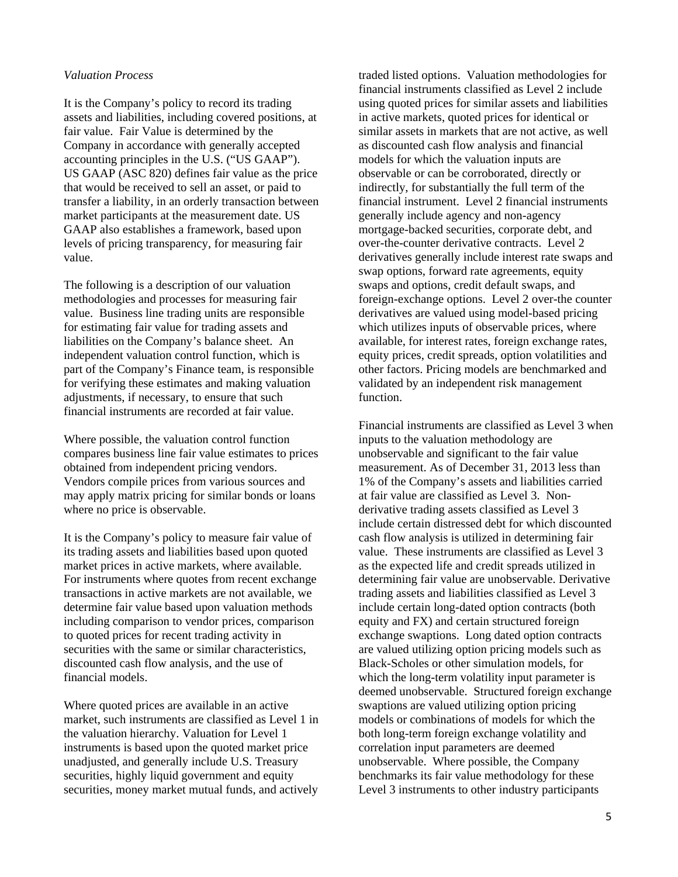*Valuation Process*

It is the Company's policy to record its trading assets and liabilities, including covered positions, at fair value. Fair Value is determined by the Company in accordance with generally accepted accounting principles in the U.S. ("US GAAP"). US GAAP (ASC 820) defines fair value as the price that would be received to sell an asset, or paid to transfer a liability, in an orderly transaction between market participants at the measurement date. US GAAP also establishes a framework, based upon levels of pricing transparency, for measuring fair value.

The following is a description of our valuation methodologies and processes for measuring fair value. Business line trading units are responsible for estimating fair value for trading assets and liabilities on the Company's balance sheet. An independent valuation control function, which is part of the Company's Finance team, is responsible for verifying these estimates and making valuation adjustments, if necessary, to ensure that such financial instruments are recorded at fair value.

Where possible, the valuation control function compares business line fair value estimates to prices obtained from independent pricing vendors. Vendors compile prices from various sources and may apply matrix pricing for similar bonds or loans where no price is observable.

It is the Company's policy to measure fair value of its trading assets and liabilities based upon quoted market prices in active markets, where available. For instruments where quotes from recent exchange transactions in active markets are not available, we determine fair value based upon valuation methods including comparison to vendor prices, comparison to quoted prices for recent trading activity in securities with the same or similar characteristics, discounted cash flow analysis, and the use of financial models.

Where quoted prices are available in an active market, such instruments are classified as Level 1 in the valuation hierarchy. Valuation for Level 1 instruments is based upon the quoted market price unadjusted, and generally include U.S. Treasury securities, highly liquid government and equity securities, money market mutual funds, and actively traded listed options. Valuation methodologies for financial instruments classified as Level 2 include using quoted prices for similar assets and liabilities in active markets, quoted prices for identical or similar assets in markets that are not active, as well as discounted cash flow analysis and financial models for which the valuation inputs are observable or can be corroborated, directly or indirectly, for substantially the full term of the financial instrument. Level 2 financial instruments generally include agency and non-agency mortgage-backed securities, corporate debt, and over-the-counter derivative contracts. Level 2 derivatives generally include interest rate swaps and swap options, forward rate agreements, equity swaps and options, credit default swaps, and foreign-exchange options. Level 2 over-the counter derivatives are valued using model-based pricing which utilizes inputs of observable prices, where available, for interest rates, foreign exchange rates, equity prices, credit spreads, option volatilities and other factors. Pricing models are benchmarked and validated by an independent risk management function.

Financial instruments are classified as Level 3 when inputs to the valuation methodology are unobservable and significant to the fair value measurement. As of December 31, 2013 less than 1% of the Company's assets and liabilities carried at fair value are classified as Level 3. Non-derivative trading assets classified as Level 3 include certain distressed debt for which discounted cash flow analysis is utilized in determining fair value. These instruments are classified as Level 3 as the expected life and credit spreads utilized in determining fair value are unobservable. Derivative trading assets and liabilities classified as Level 3 include certain long-dated option contracts (both equity and FX) and certain structured foreign exchange swaptions. Long dated option contracts are valued utilizing option pricing models such as Black-Scholes or other simulation models, for which the long-term volatility input parameter is deemed unobservable. Structured foreign exchange swaptions are valued utilizing option pricing models or combinations of models for which the both long-term foreign exchange volatility and correlation input parameters are deemed unobservable. Where possible, the Company benchmarks its fair value methodology for these Level 3 instruments to other industry participants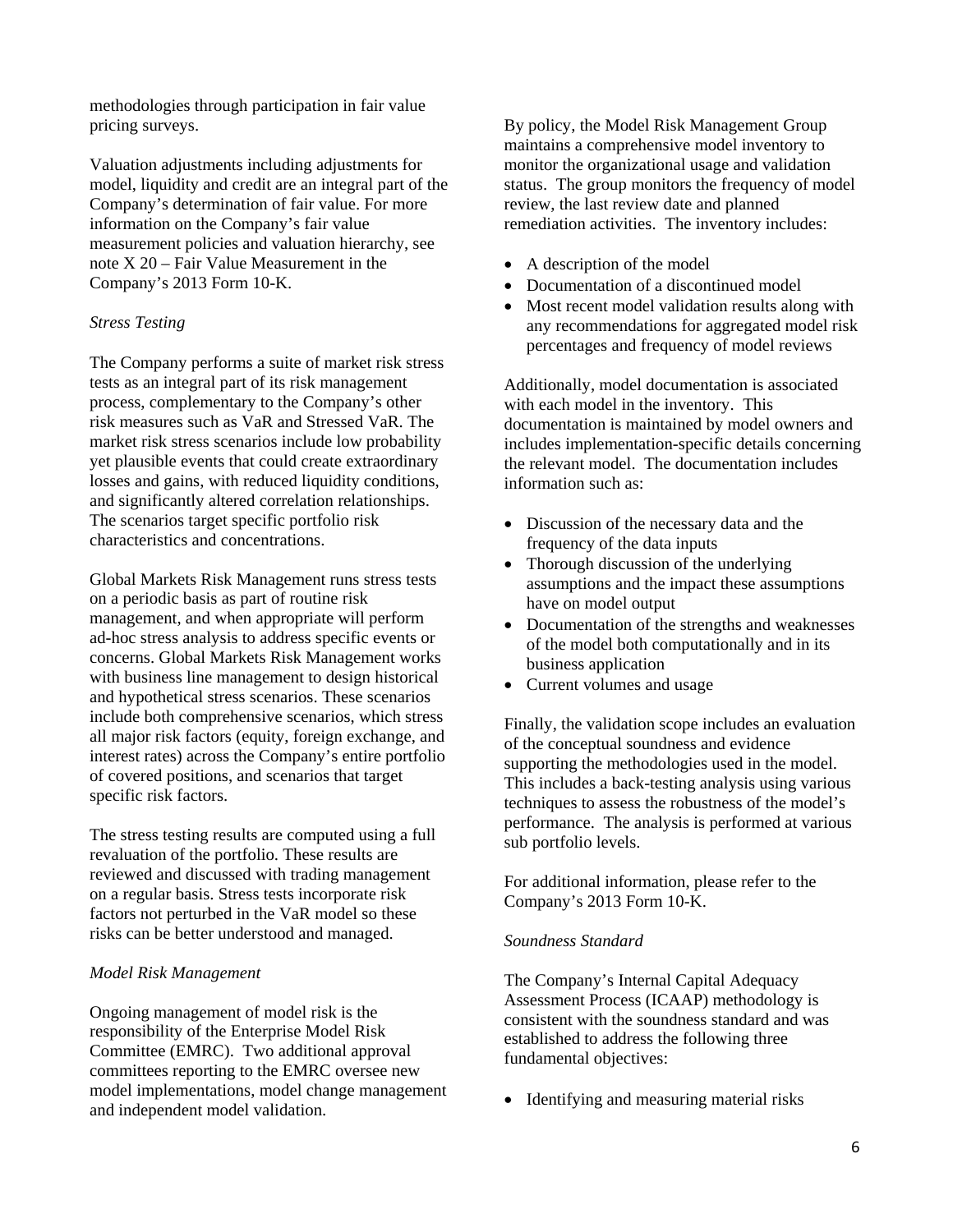methodologies through participation in fair value pricing surveys.

Valuation adjustments including adjustments for model, liquidity and credit are an integral part of the Company's determination of fair value. For more information on the Company's fair value measurement policies and valuation hierarchy, see note X 20 – Fair Value Measurement in the Company's 2013 Form 10-K.

*Stress Testing*

The Company performs a suite of market risk stress tests as an integral part of its risk management process, complementary to the Company's other risk measures such as VaR and Stressed VaR. The market risk stress scenarios include low probability yet plausible events that could create extraordinary losses and gains, with reduced liquidity conditions, and significantly altered correlation relationships. The scenarios target specific portfolio risk characteristics and concentrations.

Global Markets Risk Management runs stress tests on a periodic basis as part of routine risk management, and when appropriate will perform ad-hoc stress analysis to address specific events or concerns. Global Markets Risk Management works with business line management to design historical and hypothetical stress scenarios. These scenarios include both comprehensive scenarios, which stress all major risk factors (equity, foreign exchange, and interest rates) across the Company's entire portfolio of covered positions, and scenarios that target specific risk factors.

The stress testing results are computed using a full revaluation of the portfolio. These results are reviewed and discussed with trading management on a regular basis. Stress tests incorporate risk factors not perturbed in the VaR model so these risks can be better understood and managed.

*Model Risk Management*

Ongoing management of model risk is the responsibility of the Enterprise Model Risk Committee (EMRC). Two additional approval committees reporting to the EMRC oversee new model implementations, model change management and independent model validation.

By policy, the Model Risk Management Group maintains a comprehensive model inventory to monitor the organizational usage and validation status. The group monitors the frequency of model review, the last review date and planned remediation activities. The inventory includes:

- A description of the model
- Documentation of a discontinued model
- Most recent model validation results along with any recommendations for aggregated model risk percentages and frequency of model reviews

Additionally, model documentation is associated with each model in the inventory. This documentation is maintained by model owners and includes implementation-specific details concerning the relevant model. The documentation includes information such as:

- Discussion of the necessary data and the frequency of the data inputs
- Thorough discussion of the underlying assumptions and the impact these assumptions have on model output
- Documentation of the strengths and weaknesses of the model both computationally and in its business application
- Current volumes and usage

Finally, the validation scope includes an evaluation of the conceptual soundness and evidence supporting the methodologies used in the model. This includes a back-testing analysis using various techniques to assess the robustness of the model's performance. The analysis is performed at various sub portfolio levels.

For additional information, please refer to the Company's 2013 Form 10-K.

*Soundness Standard*

The Company's Internal Capital Adequacy Assessment Process (ICAAP) methodology is consistent with the soundness standard and was established to address the following three fundamental objectives:

- Identifying and measuring material risks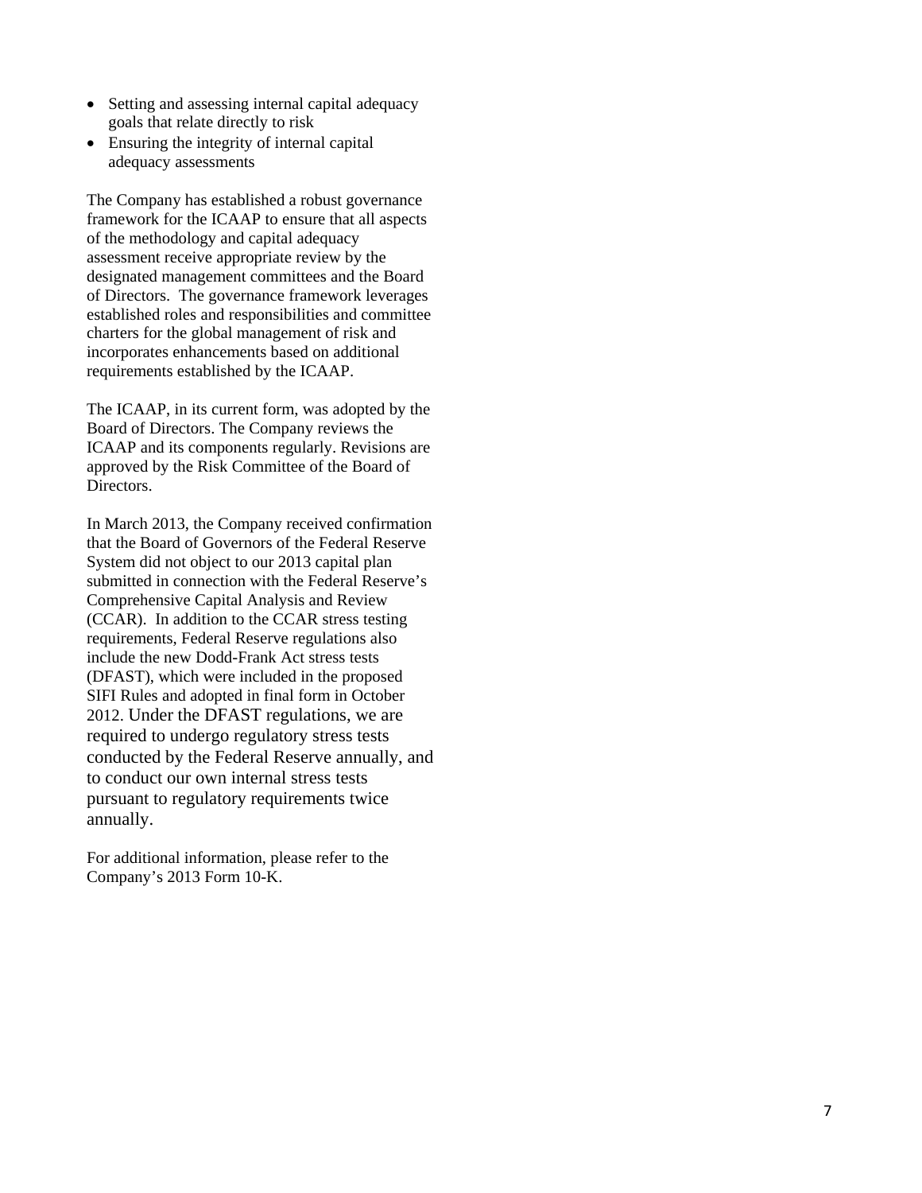- Setting and assessing internal capital adequacy goals that relate directly to risk
- Ensuring the integrity of internal capital adequacy assessments

The Company has established a robust governance framework for the ICAAP to ensure that all aspects of the methodology and capital adequacy assessment receive appropriate review by the designated management committees and the Board of Directors. The governance framework leverages established roles and responsibilities and committee charters for the global management of risk and incorporates enhancements based on additional requirements established by the ICAAP.

The ICAAP, in its current form, was adopted by the Board of Directors. The Company reviews the ICAAP and its components regularly. Revisions are approved by the Risk Committee of the Board of Directors.

In March 2013, the Company received confirmation that the Board of Governors of the Federal Reserve System did not object to our 2013 capital plan submitted in connection with the Federal Reserve's Comprehensive Capital Analysis and Review (CCAR). In addition to the CCAR stress testing requirements, Federal Reserve regulations also include the new Dodd-Frank Act stress tests (DFAST), which were included in the proposed SIFI Rules and adopted in final form in October 2012. Under the DFAST regulations, we are required to undergo regulatory stress tests conducted by the Federal Reserve annually, and to conduct our own internal stress tests pursuant to regulatory requirements twice annually.

For additional information, please refer to the Company's 2013 Form 10-K.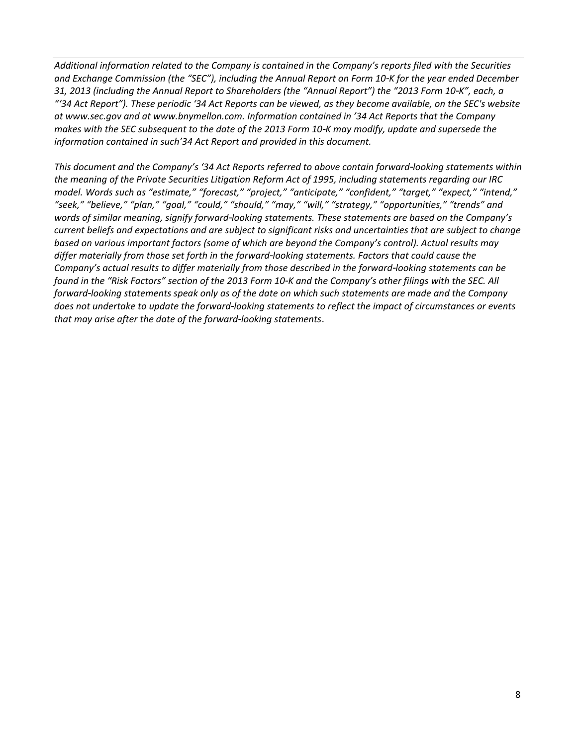*Additional information related to the Company is contained in the Company's reports filed with the Securities and Exchange Commission (the "SEC"), including the Annual Report on Form 10-K for the year ended December 31, 2013 (including the Annual Report to Shareholders (the "Annual Report") the "2013 Form 10-K", each, a "'34 Act Report"). These periodic '34 Act Reports can be viewed, as they become available, on the SEC's website at www.sec.gov and at www.bnymellon.com. Information contained in '34 Act Reports that the Company makes with the SEC subsequent to the date of the 2013 Form 10-K may modify, update and supersede the information contained in such'34 Act Report and provided in this document.*

*This document and the Company's '34 Act Reports referred to above contain forward-looking statements within the meaning of the Private Securities Litigation Reform Act of 1995, including statements regarding our IRC model. Words such as "estimate," "forecast," "project," "anticipate," "confident," "target," "expect," "intend," "seek," "believe," "plan," "goal," "could," "should," "may," "will," "strategy," "opportunities," "trends" and words of similar meaning, signify forward-looking statements. These statements are based on the Company's current beliefs and expectations and are subject to significant risks and uncertainties that are subject to change based on various important factors (some of which are beyond the Company's control). Actual results may differ materially from those set forth in the forward-looking statements. Factors that could cause the Company's actual results to differ materially from those described in the forward-looking statements can be found in the "Risk Factors" section of the 2013 Form 10-K and the Company's other filings with the SEC. All forward-looking statements speak only as of the date on which such statements are made and the Company does not undertake to update the forward-looking statements to reflect the impact of circumstances or events that may arise after the date of the forward-looking statements*.